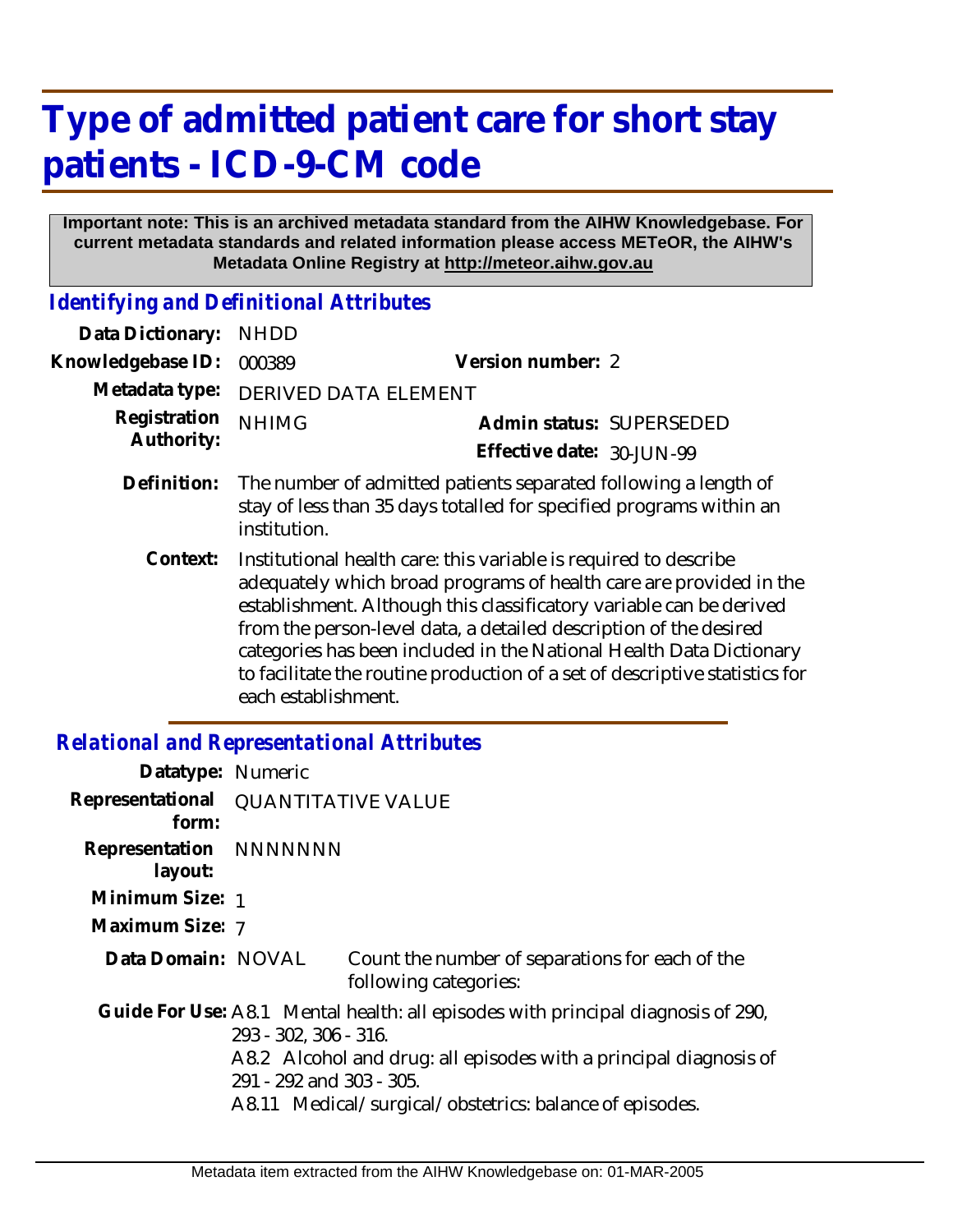# Type of admitted patient care for short stay patients - ICD-9-CM code

**Important note: This is an archived metadata standard from the AIHW Knowledgebase. For current metadata standards and related information please access METeOR, the AIHW's Metadata Online Registry at http://meteor.aihw.gov.au**

## *Identifying and Definitional Attributes*

**Data Dictionary:** NHDD

**Knowledgebase ID:** 000389 **Version number:** 2

**Metadata type:** DERIVED DATA ELEMENT

**Registration Authority:** NHIMG **Admin status:** SUPERSEDED

**Effective date:** 30-JUN-99

**Definition:** The number of admitted patients separated following a length of stay of less than 35 days totalled for specified programs within an institution.

**Context:** Institutional health care: this variable is required to describe adequately which broad programs of health care are provided in the establishment. Although this classificatory variable can be derived from the person-level data, a detailed description of the desired categories has been included in the National Health Data Dictionary to facilitate the routine production of a set of descriptive statistics for each establishment.

## *Relational and Representational Attributes*

**Datatype:** Numeric

**Representational form:** QUANTITATIVE VALUE

**Representation layout:** NNNNNNN

**Minimum Size:** 1

**Maximum Size:** 7

**Data Domain:** NOVAL Count the number of separations for each of the following categories:

**Guide For Use:** A8.1 Mental health: all episodes with principal diagnosis of 290, 293 - 302, 306 - 316.

A8.2 Alcohol and drug: all episodes with a principal diagnosis of 291 - 292 and 303 - 305.

A8.11 Medical/surgical/obstetrics: balance of episodes.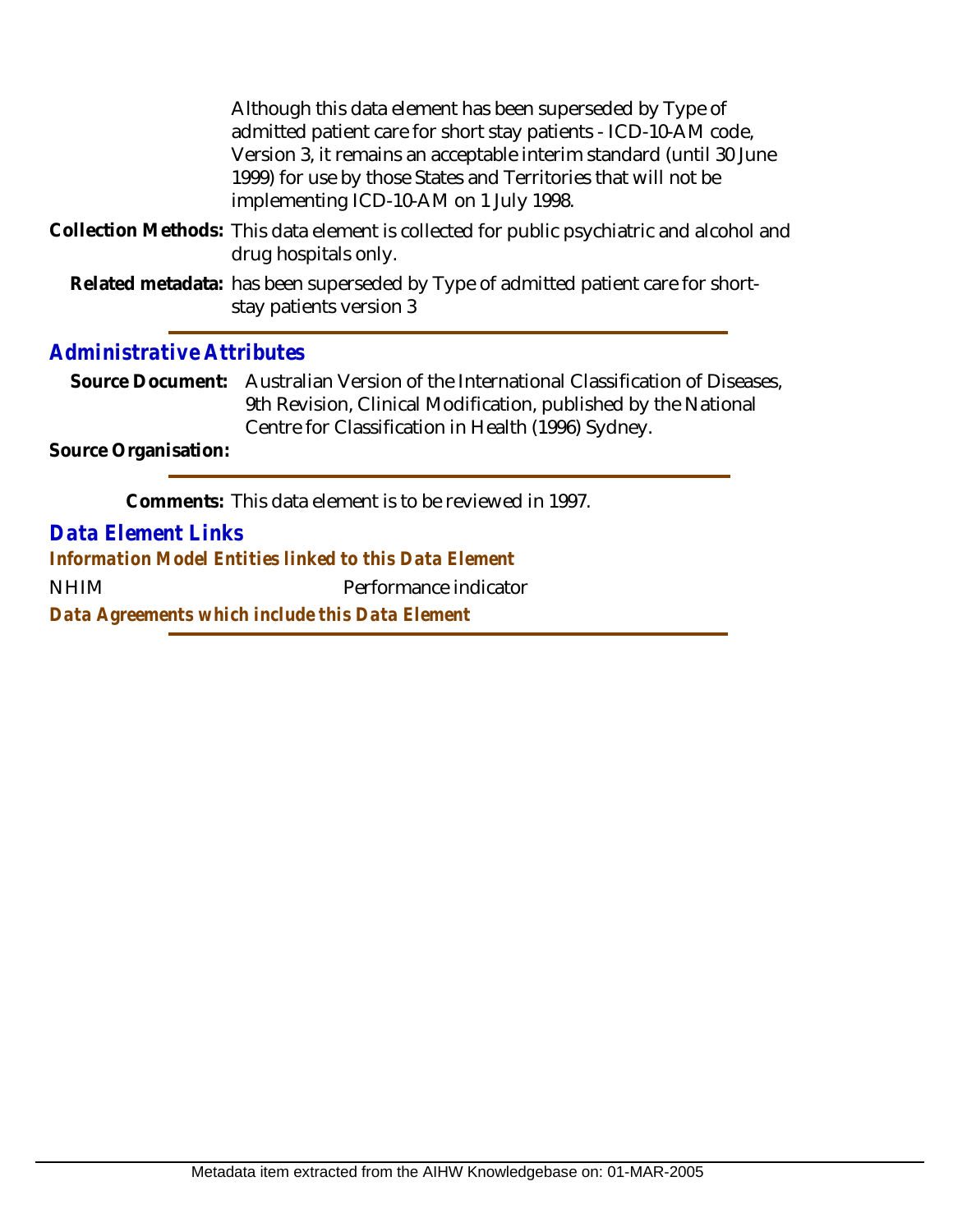Although this data element has been superseded by Type of admitted patient care for short stay patients - ICD-10-AM code, Version 3, it remains an acceptable interim standard (until 30 June 1999) for use by those States and Territories that will not be implementing ICD-10-AM on 1 July 1998.

**Collection Methods:** This data element is collected for public psychiatric and alcohol and drug hospitals only.

**Related metadata:** has been superseded by Type of admitted patient care for short-stay patients version 3

## Administrative Attributes

**Source Document:** Australian Version of the International Classification of Diseases, 9th Revision, Clinical Modification, published by the National Centre for Classification in Health (1996) Sydney.

**Source Organisation:**

**Comments:** This data element is to be reviewed in 1997.

## Data Element Links

### Information Model Entities linked to this Data Element

NHIM Performance indicator

### Data Agreements which include this Data Element